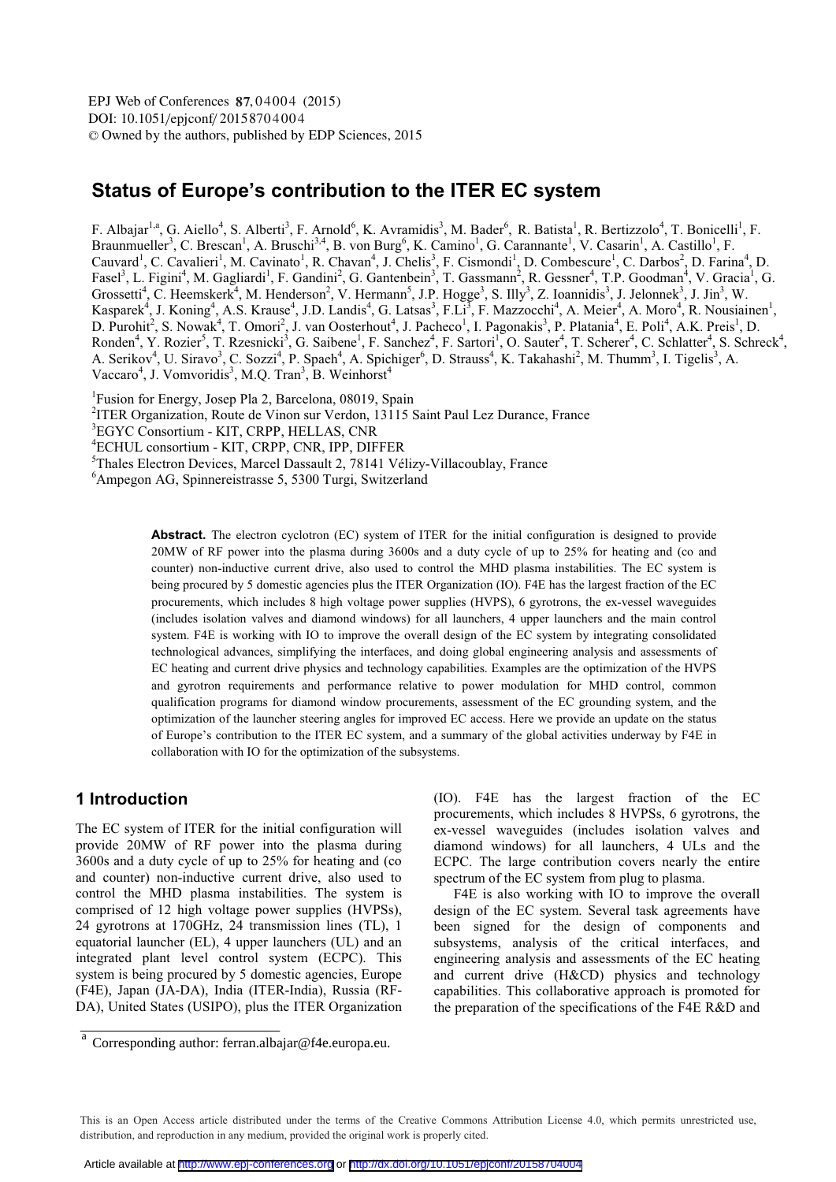# Status of Europe's contribution to the ITER EC system

F. Albajar[1,a], G. Aiello[4], S. Alberti[3], F. Arnold[6], K. Avramidis[3], M. Bader[6], R. Batista[1], R. Bertizzolo[4], T. Bonicelli[1], F. Braunmueller[3], C. Brescan[1], A. Bruschi[3,4], B. von Burg[6], K. Camino[1], G. Carannante[1], V. Casarin[1], A. Castillo[1], F. Cauvard[1], C. Cavalieri[1], M. Cavinato[1], R. Chavan[4], J. Chelis[3], F. Cismondi[1], D. Combescure[1], C. Darbos[2], D. Farina[4], D. Fasel[3], L. Figini[4], M. Gagliardi[1], F. Gandini[2], G. Gantenbein[3], T. Gassmann[2], R. Gessner[4], T.P. Goodman[4], V. Gracia[1], G. Grossetti[4], C. Heemskerk[4], M. Henderson[2], V. Hermann[5], J.P. Hogge[3], S. Illy[3], Z. Ioannidis[3], J. Jelonnek[3], J. Jin[3], W. Kasparek[4], J. Koning[4], A.S. Krause[4], J.D. Landis[4], G. Latsas[3], F.Li[3], F. Mazzocchi[4], A. Meier[4], A. Moro[4], R. Nousiainen[1], D. Purohit[2], S. Nowak[4], T. Omori[2], J. van Oosterhout[4], J. Pacheco[1], I. Pagonakis[3], P. Platania[4], E. Poli[4], A.K. Preis[1], D. Ronden[4], Y. Rozier[5], T. Rzesnicki[3], G. Saibene[1], F. Sanchez[4], F. Sartori[1], O. Sauter[4], T. Scherer[4], C. Schlatter[4], S. Schreck[4], A. Serikov[4], U. Siravo[3], C. Sozzi[4], P. Spaeh[4], A. Spichiger[6], D. Strauss[4], K. Takahashi[2], M. Thumm[3], I. Tigelis[3], A. Vaccaro[4], J. Vomvoridis[3], M.Q. Tran[3], B. Weinhorst[4]

[1]Fusion for Energy, Josep Pla 2, Barcelona, 08019, Spain
[2]ITER Organization, Route de Vinon sur Verdon, 13115 Saint Paul Lez Durance, France
[3]EGYC Consortium - KIT, CRPP, HELLAS, CNR
[4]ECHUL consortium - KIT, CRPP, CNR, IPP, DIFFER
[5]Thales Electron Devices, Marcel Dassault 2, 78141 Vélizy-Villacoublay, France
[6]Ampegon AG, Spinnereistrasse 5, 5300 Turgi, Switzerland

**Abstract.** The electron cyclotron (EC) system of ITER for the initial configuration is designed to provide 20MW of RF power into the plasma during 3600s and a duty cycle of up to 25% for heating and (co and counter) non-inductive current drive, also used to control the MHD plasma instabilities. The EC system is being procured by 5 domestic agencies plus the ITER Organization (IO). F4E has the largest fraction of the EC procurements, which includes 8 high voltage power supplies (HVPS), 6 gyrotrons, the ex-vessel waveguides (includes isolation valves and diamond windows) for all launchers, 4 upper launchers and the main control system. F4E is working with IO to improve the overall design of the EC system by integrating consolidated technological advances, simplifying the interfaces, and doing global engineering analysis and assessments of EC heating and current drive physics and technology capabilities. Examples are the optimization of the HVPS and gyrotron requirements and performance relative to power modulation for MHD control, common qualification programs for diamond window procurements, assessment of the EC grounding system, and the optimization of the launcher steering angles for improved EC access. Here we provide an update on the status of Europe's contribution to the ITER EC system, and a summary of the global activities underway by F4E in collaboration with IO for the optimization of the subsystems.

## 1 Introduction

The EC system of ITER for the initial configuration will provide 20MW of RF power into the plasma during 3600s and a duty cycle of up to 25% for heating and (co and counter) non-inductive current drive, also used to control the MHD plasma instabilities. The system is comprised of 12 high voltage power supplies (HVPSs), 24 gyrotrons at 170GHz, 24 transmission lines (TL), 1 equatorial launcher (EL), 4 upper launchers (UL) and an integrated plant level control system (ECPC). This system is being procured by 5 domestic agencies, Europe (F4E), Japan (JA-DA), India (ITER-India), Russia (RF-DA), United States (USIPO), plus the ITER Organization (IO). F4E has the largest fraction of the EC procurements, which includes 8 HVPSs, 6 gyrotrons, the ex-vessel waveguides (includes isolation valves and diamond windows) for all launchers, 4 ULs and the ECPC. The large contribution covers nearly the entire spectrum of the EC system from plug to plasma.

F4E is also working with IO to improve the overall design of the EC system. Several task agreements have been signed for the design of components and subsystems, analysis of the critical interfaces, and engineering analysis and assessments of the EC heating and current drive (H&CD) physics and technology capabilities. This collaborative approach is promoted for the preparation of the specifications of the F4E R&D and

[a] Corresponding author: ferran.albajar@f4e.europa.eu.

This is an Open Access article distributed under the terms of the Creative Commons Attribution License 4.0, which permits unrestricted use, distribution, and reproduction in any medium, provided the original work is properly cited.

Article available at http://www.epj-conferences.org or http://dx.doi.org/10.1051/epjconf/20158704004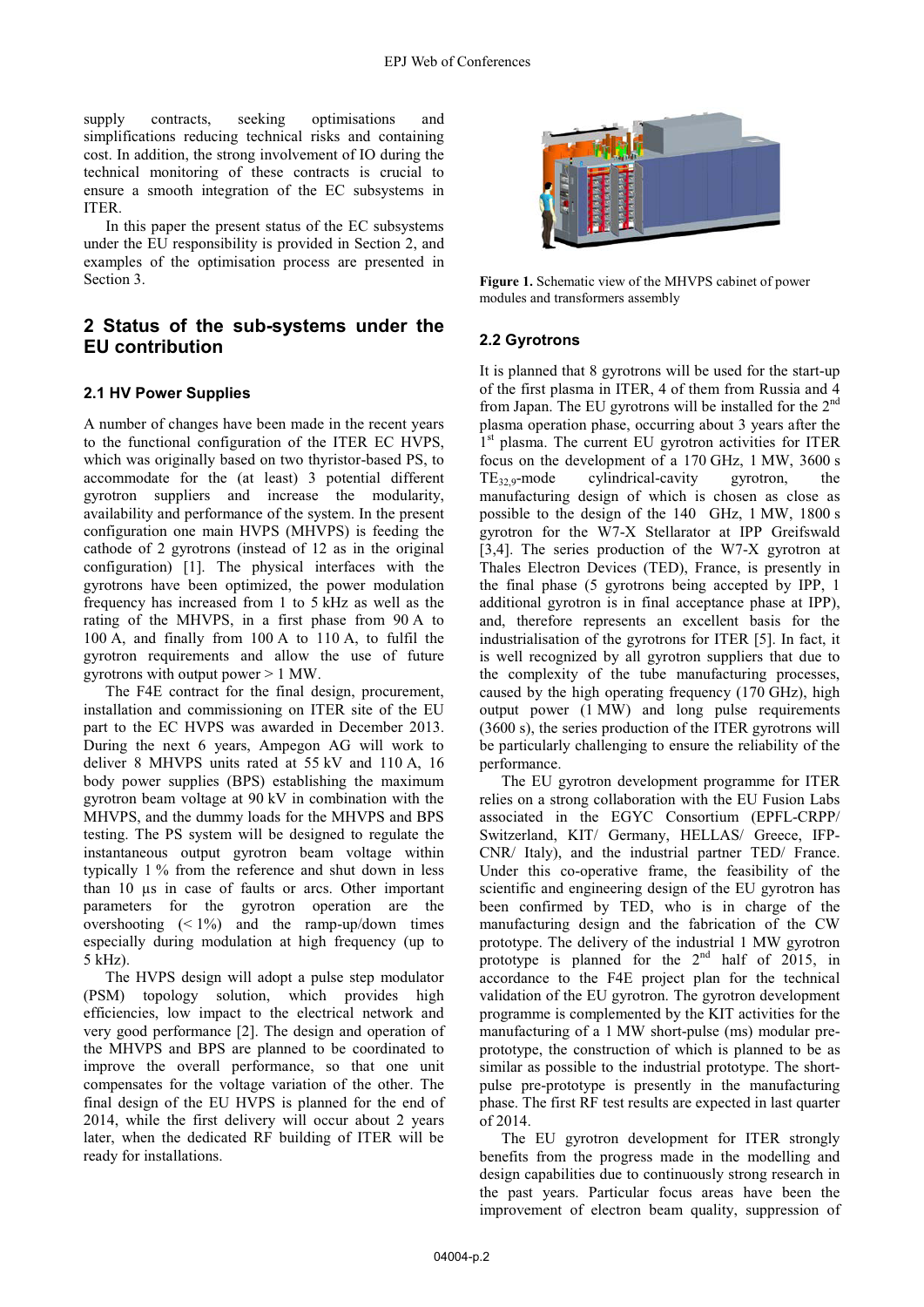supply contracts, seeking optimisations and simplifications reducing technical risks and containing cost. In addition, the strong involvement of IO during the technical monitoring of these contracts is crucial to ensure a smooth integration of the EC subsystems in ITER.

In this paper the present status of the EC subsystems under the EU responsibility is provided in Section 2, and examples of the optimisation process are presented in Section 3.

## 2 Status of the sub-systems under the EU contribution

### 2.1 HV Power Supplies

A number of changes have been made in the recent years to the functional configuration of the ITER EC HVPS, which was originally based on two thyristor-based PS, to accommodate for the (at least) 3 potential different gyrotron suppliers and increase the modularity, availability and performance of the system. In the present configuration one main HVPS (MHVPS) is feeding the cathode of 2 gyrotrons (instead of 12 as in the original configuration) [1]. The physical interfaces with the gyrotrons have been optimized, the power modulation frequency has increased from 1 to 5 kHz as well as the rating of the MHVPS, in a first phase from 90 A to 100 A, and finally from 100 A to 110 A, to fulfil the gyrotron requirements and allow the use of future gyrotrons with output power > 1 MW.

The F4E contract for the final design, procurement, installation and commissioning on ITER site of the EU part to the EC HVPS was awarded in December 2013. During the next 6 years, Ampegon AG will work to deliver 8 MHVPS units rated at 55 kV and 110 A, 16 body power supplies (BPS) establishing the maximum gyrotron beam voltage at 90 kV in combination with the MHVPS, and the dummy loads for the MHVPS and BPS testing. The PS system will be designed to regulate the instantaneous output gyrotron beam voltage within typically 1 % from the reference and shut down in less than 10 µs in case of faults or arcs. Other important parameters for the gyrotron operation are the overshooting (< 1%) and the ramp-up/down times especially during modulation at high frequency (up to 5 kHz).

The HVPS design will adopt a pulse step modulator (PSM) topology solution, which provides high efficiencies, low impact to the electrical network and very good performance [2]. The design and operation of the MHVPS and BPS are planned to be coordinated to improve the overall performance, so that one unit compensates for the voltage variation of the other. The final design of the EU HVPS is planned for the end of 2014, while the first delivery will occur about 2 years later, when the dedicated RF building of ITER will be ready for installations.

**Figure 1.** Schematic view of the MHVPS cabinet of power modules and transformers assembly

### 2.2 Gyrotrons

It is planned that 8 gyrotrons will be used for the start-up of the first plasma in ITER, 4 of them from Russia and 4 from Japan. The EU gyrotrons will be installed for the 2nd plasma operation phase, occurring about 3 years after the 1st plasma. The current EU gyrotron activities for ITER focus on the development of a 170 GHz, 1 MW, 3600 s $TE_{32,9}$-mode cylindrical-cavity gyrotron, the manufacturing design of which is chosen as close as possible to the design of the 140 GHz, 1 MW, 1800 s gyrotron for the W7-X Stellarator at IPP Greifswald [3,4]. The series production of the W7-X gyrotron at Thales Electron Devices (TED), France, is presently in the final phase (5 gyrotrons being accepted by IPP, 1 additional gyrotron is in final acceptance phase at IPP), and, therefore represents an excellent basis for the industrialisation of the gyrotrons for ITER [5]. In fact, it is well recognized by all gyrotron suppliers that due to the complexity of the tube manufacturing processes, caused by the high operating frequency (170 GHz), high output power (1 MW) and long pulse requirements (3600 s), the series production of the ITER gyrotrons will be particularly challenging to ensure the reliability of the performance.

The EU gyrotron development programme for ITER relies on a strong collaboration with the EU Fusion Labs associated in the EGYC Consortium (EPFL-CRPP/ Switzerland, KIT/ Germany, HELLAS/ Greece, IFP-CNR/ Italy), and the industrial partner TED/ France. Under this co-operative frame, the feasibility of the scientific and engineering design of the EU gyrotron has been confirmed by TED, who is in charge of the manufacturing design and the fabrication of the CW prototype. The delivery of the industrial 1 MW gyrotron prototype is planned for the 2nd half of 2015, in accordance to the F4E project plan for the technical validation of the EU gyrotron. The gyrotron development programme is complemented by the KIT activities for the manufacturing of a 1 MW short-pulse (ms) modular pre-prototype, the construction of which is planned to be as similar as possible to the industrial prototype. The short-pulse pre-prototype is presently in the manufacturing phase. The first RF test results are expected in last quarter of 2014.

The EU gyrotron development for ITER strongly benefits from the progress made in the modelling and design capabilities due to continuously strong research in the past years. Particular focus areas have been the improvement of electron beam quality, suppression of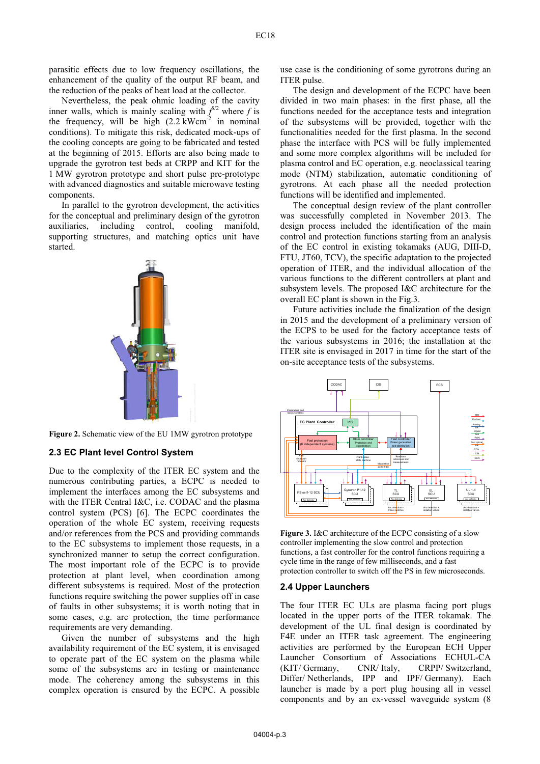parasitic effects due to low frequency oscillations, the enhancement of the quality of the output RF beam, and the reduction of the peaks of heat load at the collector.

Nevertheless, the peak ohmic loading of the cavity inner walls, which is mainly scaling with $f^{5/2}$ where $f$ is the frequency, will be high (2.2 kWcm$^{-2}$ in nominal conditions). To mitigate this risk, dedicated mock-ups of the cooling concepts are going to be fabricated and tested at the beginning of 2015. Efforts are also being made to upgrade the gyrotron test beds at CRPP and KIT for the 1 MW gyrotron prototype and short pulse pre-prototype with advanced diagnostics and suitable microwave testing components.

In parallel to the gyrotron development, the activities for the conceptual and preliminary design of the gyrotron auxiliaries, including control, cooling manifold, supporting structures, and matching optics unit have started.

**Figure 2.** Schematic view of the EU 1MW gyrotron prototype

### 2.3 EC Plant level Control System

Due to the complexity of the ITER EC system and the numerous contributing parties, a ECPC is needed to implement the interfaces among the EC subsystems and with the ITER Central I&C, i.e. CODAC and the plasma control system (PCS) [6]. The ECPC coordinates the operation of the whole EC system, receiving requests and/or references from the PCS and providing commands to the EC subsystems to implement those requests, in a synchronized manner to setup the correct configuration. The most important role of the ECPC is to provide protection at plant level, when coordination among different subsystems is required. Most of the protection functions require switching the power supplies off in case of faults in other subsystems; it is worth noting that in some cases, e.g. arc protection, the time performance requirements are very demanding.

Given the number of subsystems and the high availability requirement of the EC system, it is envisaged to operate part of the EC system on the plasma while some of the subsystems are in testing or maintenance mode. The coherency among the subsystems in this complex operation is ensured by the ECPC. A possible use case is the conditioning of some gyrotrons during an ITER pulse.

The design and development of the ECPC have been divided in two main phases: in the first phase, all the functions needed for the acceptance tests and integration of the subsystems will be provided, together with the functionalities needed for the first plasma. In the second phase the interface with PCS will be fully implemented and some more complex algorithms will be included for plasma control and EC operation, e.g. neoclassical tearing mode (NTM) stabilization, automatic conditioning of gyrotrons. At each phase all the needed protection functions will be identified and implemented.

The conceptual design review of the plant controller was successfully completed in November 2013. The design process included the identification of the main control and protection functions starting from an analysis of the EC control in existing tokamaks (AUG, DIII-D, FTU, JT60, TCV), the specific adaptation to the projected operation of ITER, and the individual allocation of the various functions to the different controllers at plant and subsystem levels. The proposed I&C architecture for the overall EC plant is shown in the Fig.3.

Future activities include the finalization of the design in 2015 and the development of a preliminary version of the ECPS to be used for the factory acceptance tests of the various subsystems in 2016; the installation at the ITER site is envisaged in 2017 in time for the start of the on-site acceptance tests of the subsystems.

**Figure 3.** I&C architecture of the ECPC consisting of a slow controller implementing the slow control and protection functions, a fast controller for the control functions requiring a cycle time in the range of few milliseconds, and a fast protection controller to switch off the PS in few microseconds.

### 2.4 Upper Launchers

The four ITER EC ULs are plasma facing port plugs located in the upper ports of the ITER tokamak. The development of the UL final design is coordinated by F4E under an ITER task agreement. The engineering activities are performed by the European ECH Upper Launcher Consortium ECHUL-CA (KIT/ Germany, CNR/ Italy, CRPP/ Switzerland, Differ/ Netherlands, IPP and IPF/ Germany). Each launcher is made by a port plug housing all in vessel components and by an ex-vessel waveguide system (8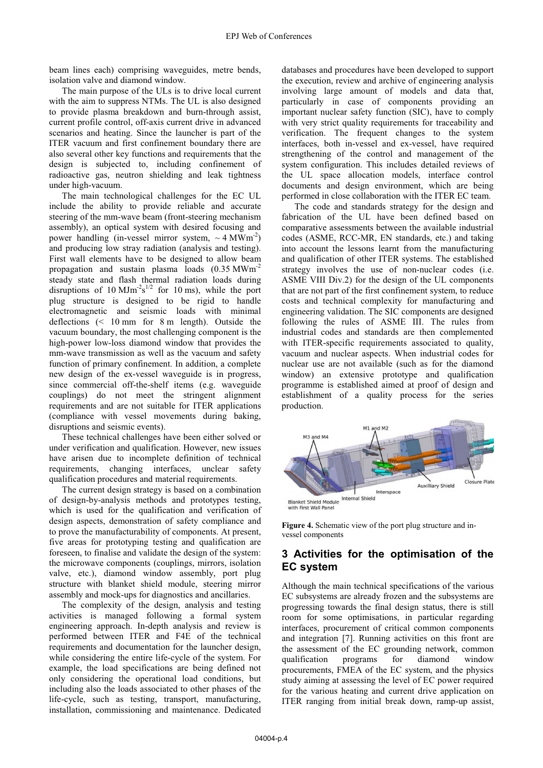beam lines each) comprising waveguides, metre bends, isolation valve and diamond window.

The main purpose of the ULs is to drive local current with the aim to suppress NTMs. The UL is also designed to provide plasma breakdown and burn-through assist, current profile control, off-axis current drive in advanced scenarios and heating. Since the launcher is part of the ITER vacuum and first confinement boundary there are also several other key functions and requirements that the design is subjected to, including confinement of radioactive gas, neutron shielding and leak tightness under high-vacuum.

The main technological challenges for the EC UL include the ability to provide reliable and accurate steering of the mm-wave beam (front-steering mechanism assembly), an optical system with desired focusing and power handling (in-vessel mirror system, $\sim 4\,\text{MWm}^{-2}$) and producing low stray radiation (analysis and testing). First wall elements have to be designed to allow beam propagation and sustain plasma loads ($0.35\,\text{MWm}^{-2}$ steady state and flash thermal radiation loads during disruptions of $10\,\text{MJm}^{-2}\text{s}^{1/2}$ for 10 ms), while the port plug structure is designed to be rigid to handle electromagnetic and seismic loads with minimal deflections (< 10 mm for 8 m length). Outside the vacuum boundary, the most challenging component is the high-power low-loss diamond window that provides the mm-wave transmission as well as the vacuum and safety function of primary confinement. In addition, a complete new design of the ex-vessel waveguide is in progress, since commercial off-the-shelf items (e.g. waveguide couplings) do not meet the stringent alignment requirements and are not suitable for ITER applications (compliance with vessel movements during baking, disruptions and seismic events).

These technical challenges have been either solved or under verification and qualification. However, new issues have arisen due to incomplete definition of technical requirements, changing interfaces, unclear safety qualification procedures and material requirements.

The current design strategy is based on a combination of design-by-analysis methods and prototypes testing, which is used for the qualification and verification of design aspects, demonstration of safety compliance and to prove the manufacturability of components. At present, five areas for prototyping testing and qualification are foreseen, to finalise and validate the design of the system: the microwave components (couplings, mirrors, isolation valve, etc.), diamond window assembly, port plug structure with blanket shield module, steering mirror assembly and mock-ups for diagnostics and ancillaries.

The complexity of the design, analysis and testing activities is managed following a formal system engineering approach. In-depth analysis and review is performed between ITER and F4E of the technical requirements and documentation for the launcher design, while considering the entire life-cycle of the system. For example, the load specifications are being defined not only considering the operational load conditions, but including also the loads associated to other phases of the life-cycle, such as testing, transport, manufacturing, installation, commissioning and maintenance. Dedicated databases and procedures have been developed to support the execution, review and archive of engineering analysis involving large amount of models and data that, particularly in case of components providing an important nuclear safety function (SIC), have to comply with very strict quality requirements for traceability and verification. The frequent changes to the system interfaces, both in-vessel and ex-vessel, have required strengthening of the control and management of the system configuration. This includes detailed reviews of the UL space allocation models, interface control documents and design environment, which are being performed in close collaboration with the ITER EC team.

The code and standards strategy for the design and fabrication of the UL have been defined based on comparative assessments between the available industrial codes (ASME, RCC-MR, EN standards, etc.) and taking into account the lessons learnt from the manufacturing and qualification of other ITER systems. The established strategy involves the use of non-nuclear codes (i.e. ASME VIII Div.2) for the design of the UL components that are not part of the first confinement system, to reduce costs and technical complexity for manufacturing and engineering validation. The SIC components are designed following the rules of ASME III. The rules from industrial codes and standards are then complemented with ITER-specific requirements associated to quality, vacuum and nuclear aspects. When industrial codes for nuclear use are not available (such as for the diamond window) an extensive prototype and qualification programme is established aimed at proof of design and establishment of a quality process for the series production.

**Figure 4.** Schematic view of the port plug structure and in-vessel components

## 3 Activities for the optimisation of the EC system

Although the main technical specifications of the various EC subsystems are already frozen and the subsystems are progressing towards the final design status, there is still room for some optimisations, in particular regarding interfaces, procurement of critical common components and integration [7]. Running activities on this front are the assessment of the EC grounding network, common qualification programs for diamond window procurements, FMEA of the EC system, and the physics study aiming at assessing the level of EC power required for the various heating and current drive application on ITER ranging from initial break down, ramp-up assist,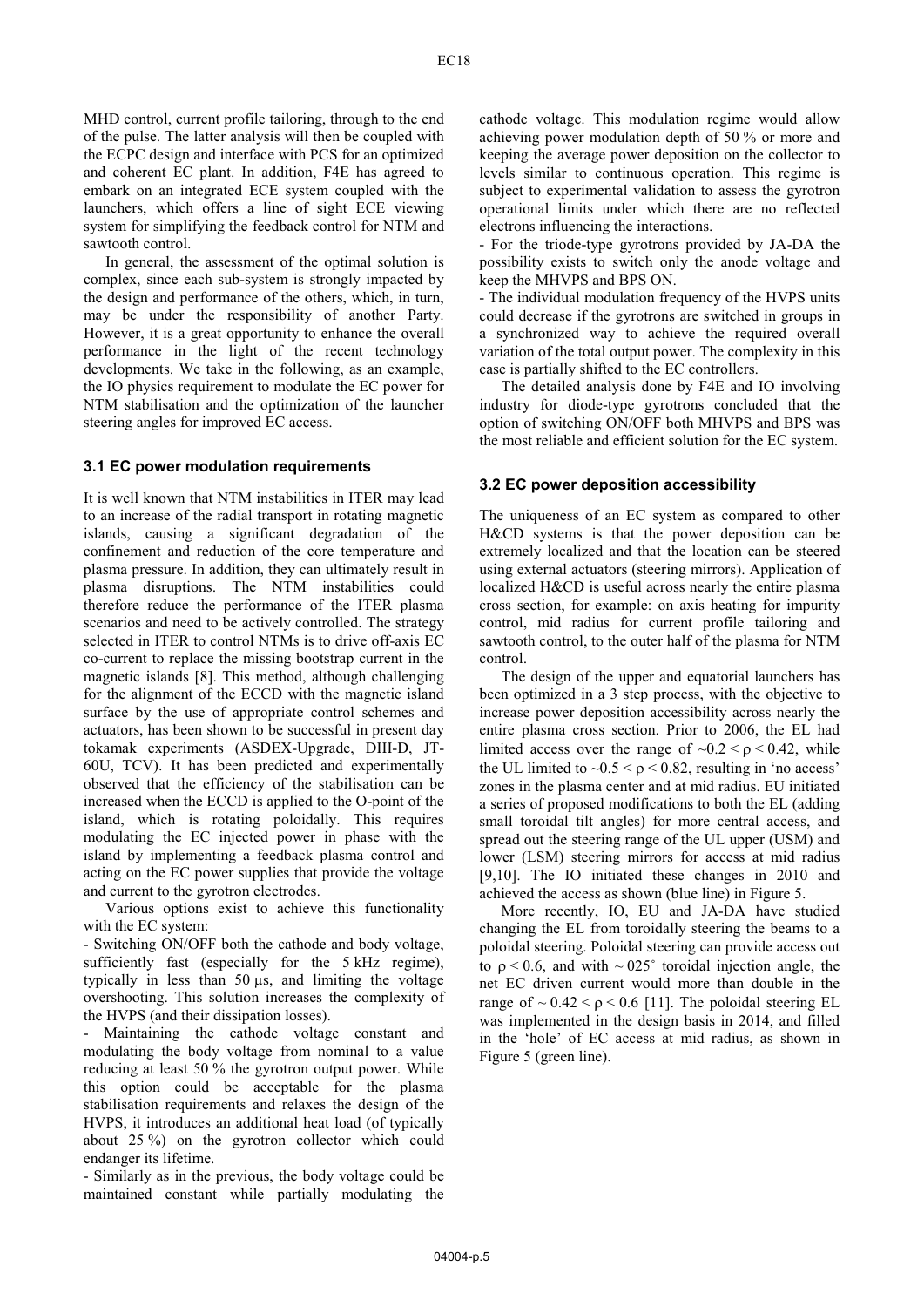MHD control, current profile tailoring, through to the end of the pulse. The latter analysis will then be coupled with the ECPC design and interface with PCS for an optimized and coherent EC plant. In addition, F4E has agreed to embark on an integrated ECE system coupled with the launchers, which offers a line of sight ECE viewing system for simplifying the feedback control for NTM and sawtooth control.

In general, the assessment of the optimal solution is complex, since each sub-system is strongly impacted by the design and performance of the others, which, in turn, may be under the responsibility of another Party. However, it is a great opportunity to enhance the overall performance in the light of the recent technology developments. We take in the following, as an example, the IO physics requirement to modulate the EC power for NTM stabilisation and the optimization of the launcher steering angles for improved EC access.

### 3.1 EC power modulation requirements

It is well known that NTM instabilities in ITER may lead to an increase of the radial transport in rotating magnetic islands, causing a significant degradation of the confinement and reduction of the core temperature and plasma pressure. In addition, they can ultimately result in plasma disruptions. The NTM instabilities could therefore reduce the performance of the ITER plasma scenarios and need to be actively controlled. The strategy selected in ITER to control NTMs is to drive off-axis EC co-current to replace the missing bootstrap current in the magnetic islands [8]. This method, although challenging for the alignment of the ECCD with the magnetic island surface by the use of appropriate control schemes and actuators, has been shown to be successful in present day tokamak experiments (ASDEX-Upgrade, DIII-D, JT-60U, TCV). It has been predicted and experimentally observed that the efficiency of the stabilisation can be increased when the ECCD is applied to the O-point of the island, which is rotating poloidally. This requires modulating the EC injected power in phase with the island by implementing a feedback plasma control and acting on the EC power supplies that provide the voltage and current to the gyrotron electrodes.

Various options exist to achieve this functionality with the EC system:

- Switching ON/OFF both the cathode and body voltage, sufficiently fast (especially for the 5 kHz regime), typically in less than 50 µs, and limiting the voltage overshooting. This solution increases the complexity of the HVPS (and their dissipation losses).
- Maintaining the cathode voltage constant and modulating the body voltage from nominal to a value reducing at least 50 % the gyrotron output power. While this option could be acceptable for the plasma stabilisation requirements and relaxes the design of the HVPS, it introduces an additional heat load (of typically about 25 %) on the gyrotron collector which could endanger its lifetime.
- Similarly as in the previous, the body voltage could be maintained constant while partially modulating the cathode voltage. This modulation regime would allow achieving power modulation depth of 50 % or more and keeping the average power deposition on the collector to levels similar to continuous operation. This regime is subject to experimental validation to assess the gyrotron operational limits under which there are no reflected electrons influencing the interactions.
- For the triode-type gyrotrons provided by JA-DA the possibility exists to switch only the anode voltage and keep the MHVPS and BPS ON.
- The individual modulation frequency of the HVPS units could decrease if the gyrotrons are switched in groups in a synchronized way to achieve the required overall variation of the total output power. The complexity in this case is partially shifted to the EC controllers.

The detailed analysis done by F4E and IO involving industry for diode-type gyrotrons concluded that the option of switching ON/OFF both MHVPS and BPS was the most reliable and efficient solution for the EC system.

### 3.2 EC power deposition accessibility

The uniqueness of an EC system as compared to other H&CD systems is that the power deposition can be extremely localized and that the location can be steered using external actuators (steering mirrors). Application of localized H&CD is useful across nearly the entire plasma cross section, for example: on axis heating for impurity control, mid radius for current profile tailoring and sawtooth control, to the outer half of the plasma for NTM control.

The design of the upper and equatorial launchers has been optimized in a 3 step process, with the objective to increase power deposition accessibility across nearly the entire plasma cross section. Prior to 2006, the EL had limited access over the range of $\sim 0.2 < \rho < 0.42$, while the UL limited to $\sim 0.5 < \rho < 0.82$, resulting in 'no access' zones in the plasma center and at mid radius. EU initiated a series of proposed modifications to both the EL (adding small toroidal tilt angles) for more central access, and spread out the steering range of the UL upper (USM) and lower (LSM) steering mirrors for access at mid radius [9,10]. The IO initiated these changes in 2010 and achieved the access as shown (blue line) in Figure 5.

More recently, IO, EU and JA-DA have studied changing the EL from toroidally steering the beams to a poloidal steering. Poloidal steering can provide access out to $\rho < 0.6$, and with $\sim 025^\circ$ toroidal injection angle, the net EC driven current would more than double in the range of $\sim 0.42 < \rho < 0.6$ [11]. The poloidal steering EL was implemented in the design basis in 2014, and filled in the 'hole' of EC access at mid radius, as shown in Figure 5 (green line).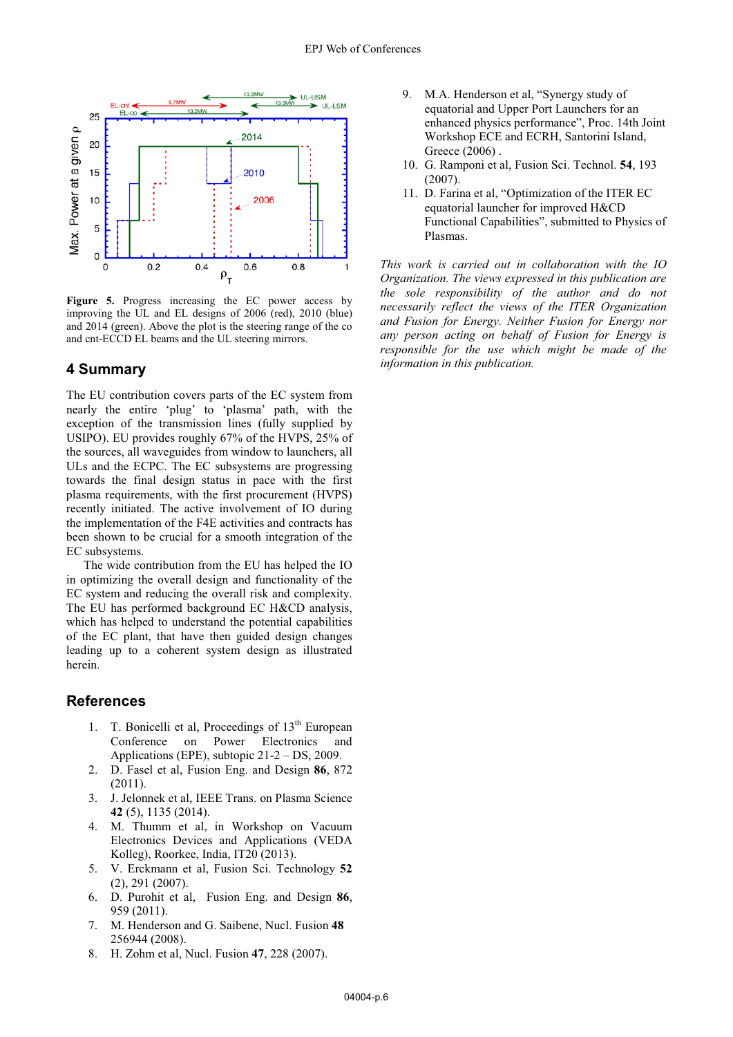EL-cnt 6.7MW
EL-co 13.3MW
13.3MW UL-USM
13.3MW UL-LSM

Max. Power at a given ρ

25
20
15
10
5
0

0 0.2 0.4 0.6 0.8 1

$\rho_T$

2014
2010
2006

**Figure 5.** Progress increasing the EC power access by improving the UL and EL designs of 2006 (red), 2010 (blue) and 2014 (green). Above the plot is the steering range of the co and cnt-ECCD EL beams and the UL steering mirrors.

## 4 Summary

The EU contribution covers parts of the EC system from nearly the entire 'plug' to 'plasma' path, with the exception of the transmission lines (fully supplied by USIPO). EU provides roughly 67% of the HVPS, 25% of the sources, all waveguides from window to launchers, all ULs and the ECPC. The EC subsystems are progressing towards the final design status in pace with the first plasma requirements, with the first procurement (HVPS) recently initiated. The active involvement of IO during the implementation of the F4E activities and contracts has been shown to be crucial for a smooth integration of the EC subsystems.

The wide contribution from the EU has helped the IO in optimizing the overall design and functionality of the EC system and reducing the overall risk and complexity. The EU has performed background EC H&CD analysis, which has helped to understand the potential capabilities of the EC plant, that have then guided design changes leading up to a coherent system design as illustrated herein.

## References

1. T. Bonicelli et al, Proceedings of 13th European Conference on Power Electronics and Applications (EPE), subtopic 21-2 – DS, 2009.
2. D. Fasel et al, Fusion Eng. and Design **86**, 872 (2011).
3. J. Jelonnek et al, IEEE Trans. on Plasma Science **42** (5), 1135 (2014).
4. M. Thumm et al, in Workshop on Vacuum Electronics Devices and Applications (VEDA Kolleg), Roorkee, India, IT20 (2013).
5. V. Erckmann et al, Fusion Sci. Technology **52** (2), 291 (2007).
6. D. Purohit et al, Fusion Eng. and Design **86**, 959 (2011).
7. M. Henderson and G. Saibene, Nucl. Fusion **48** 256944 (2008).
8. H. Zohm et al, Nucl. Fusion **47**, 228 (2007).
9. M.A. Henderson et al, "Synergy study of equatorial and Upper Port Launchers for an enhanced physics performance", Proc. 14th Joint Workshop ECE and ECRH, Santorini Island, Greece (2006) .
10. G. Ramponi et al, Fusion Sci. Technol. **54**, 193 (2007).
11. D. Farina et al, "Optimization of the ITER EC equatorial launcher for improved H&CD Functional Capabilities", submitted to Physics of Plasmas.

*This work is carried out in collaboration with the IO Organization. The views expressed in this publication are the sole responsibility of the author and do not necessarily reflect the views of the ITER Organization and Fusion for Energy. Neither Fusion for Energy nor any person acting on behalf of Fusion for Energy is responsible for the use which might be made of the information in this publication.*